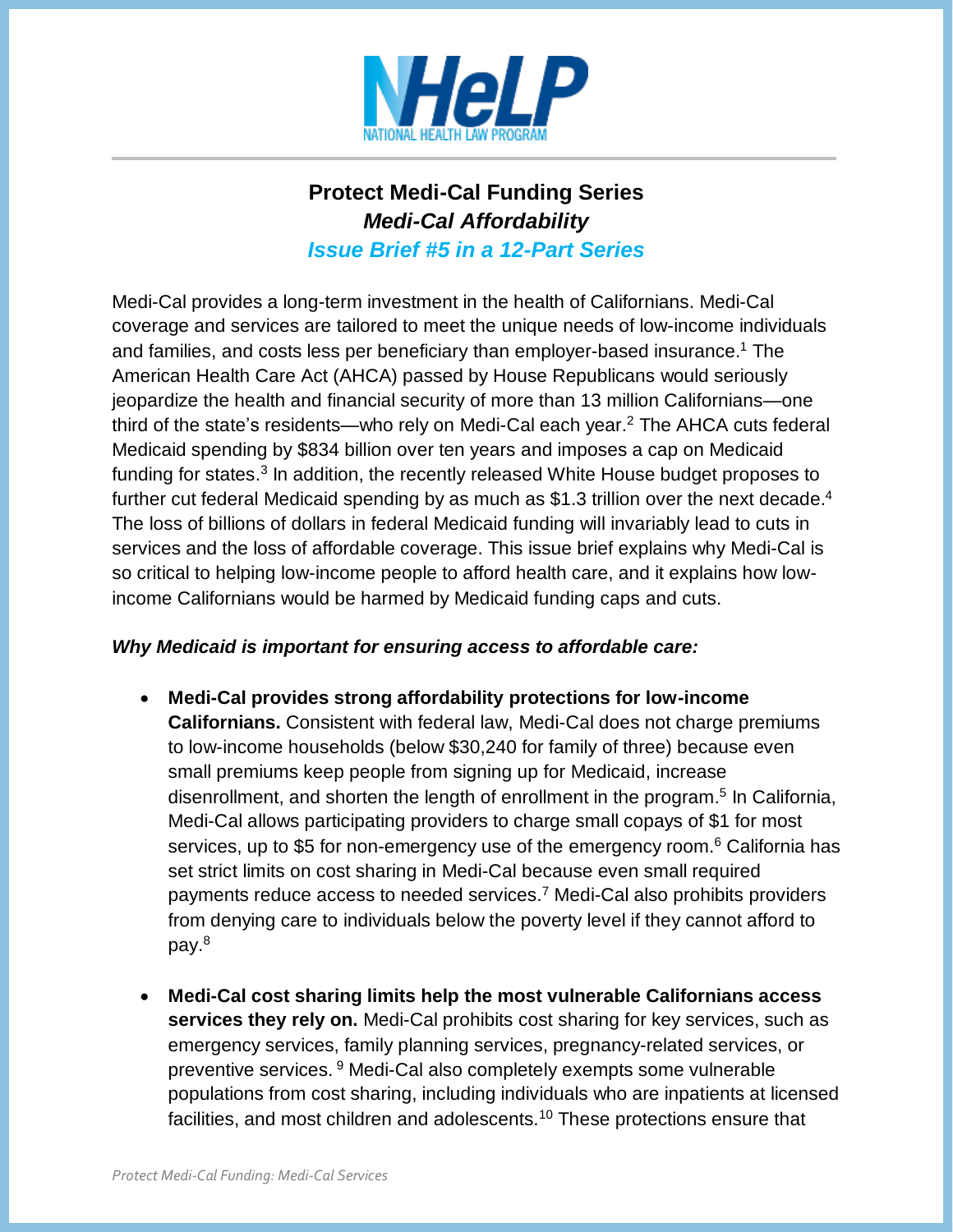NHeLP
NATIONAL HEALTH LAW PROGRAM

# Protect Medi-Cal Funding Series

## *Medi-Cal Affordability*

### *Issue Brief #5 in a 12-Part Series*

Medi-Cal provides a long-term investment in the health of Californians. Medi-Cal coverage and services are tailored to meet the unique needs of low-income individuals and families, and costs less per beneficiary than employer-based insurance.[1] The American Health Care Act (AHCA) passed by House Republicans would seriously jeopardize the health and financial security of more than 13 million Californians—one third of the state's residents—who rely on Medi-Cal each year.[2] The AHCA cuts federal Medicaid spending by $834 billion over ten years and imposes a cap on Medicaid funding for states.[3] In addition, the recently released White House budget proposes to further cut federal Medicaid spending by as much as $1.3 trillion over the next decade.[4] The loss of billions of dollars in federal Medicaid funding will invariably lead to cuts in services and the loss of affordable coverage. This issue brief explains why Medi-Cal is so critical to helping low-income people to afford health care, and it explains how low-income Californians would be harmed by Medicaid funding caps and cuts.

***Why Medicaid is important for ensuring access to affordable care:***

- **Medi-Cal provides strong affordability protections for low-income Californians.** Consistent with federal law, Medi-Cal does not charge premiums to low-income households (below $30,240 for family of three) because even small premiums keep people from signing up for Medicaid, increase disenrollment, and shorten the length of enrollment in the program.[5] In California, Medi-Cal allows participating providers to charge small copays of $1 for most services, up to $5 for non-emergency use of the emergency room.[6] California has set strict limits on cost sharing in Medi-Cal because even small required payments reduce access to needed services.[7] Medi-Cal also prohibits providers from denying care to individuals below the poverty level if they cannot afford to pay.[8]

- **Medi-Cal cost sharing limits help the most vulnerable Californians access services they rely on.** Medi-Cal prohibits cost sharing for key services, such as emergency services, family planning services, pregnancy-related services, or preventive services.[9] Medi-Cal also completely exempts some vulnerable populations from cost sharing, including individuals who are inpatients at licensed facilities, and most children and adolescents.[10] These protections ensure that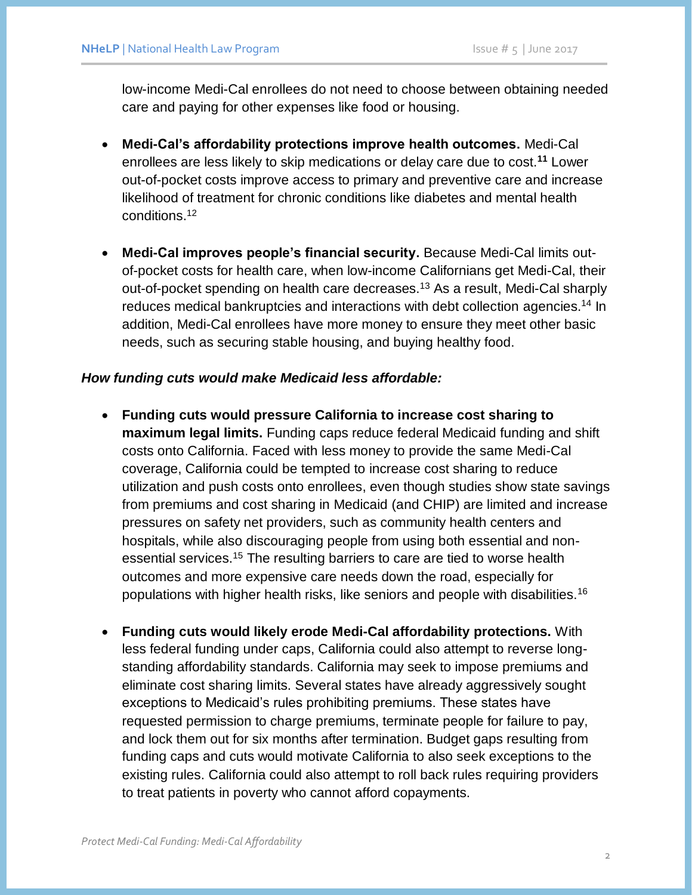low-income Medi-Cal enrollees do not need to choose between obtaining needed care and paying for other expenses like food or housing.

- **Medi-Cal's affordability protections improve health outcomes.** Medi-Cal enrollees are less likely to skip medications or delay care due to cost.[11] Lower out-of-pocket costs improve access to primary and preventive care and increase likelihood of treatment for chronic conditions like diabetes and mental health conditions.[12]

- **Medi-Cal improves people's financial security.** Because Medi-Cal limits out-of-pocket costs for health care, when low-income Californians get Medi-Cal, their out-of-pocket spending on health care decreases.[13] As a result, Medi-Cal sharply reduces medical bankruptcies and interactions with debt collection agencies.[14] In addition, Medi-Cal enrollees have more money to ensure they meet other basic needs, such as securing stable housing, and buying healthy food.

***How funding cuts would make Medicaid less affordable:***

- **Funding cuts would pressure California to increase cost sharing to maximum legal limits.** Funding caps reduce federal Medicaid funding and shift costs onto California. Faced with less money to provide the same Medi-Cal coverage, California could be tempted to increase cost sharing to reduce utilization and push costs onto enrollees, even though studies show state savings from premiums and cost sharing in Medicaid (and CHIP) are limited and increase pressures on safety net providers, such as community health centers and hospitals, while also discouraging people from using both essential and non-essential services.[15] The resulting barriers to care are tied to worse health outcomes and more expensive care needs down the road, especially for populations with higher health risks, like seniors and people with disabilities.[16]

- **Funding cuts would likely erode Medi-Cal affordability protections.** With less federal funding under caps, California could also attempt to reverse long-standing affordability standards. California may seek to impose premiums and eliminate cost sharing limits. Several states have already aggressively sought exceptions to Medicaid's rules prohibiting premiums. These states have requested permission to charge premiums, terminate people for failure to pay, and lock them out for six months after termination. Budget gaps resulting from funding caps and cuts would motivate California to also seek exceptions to the existing rules. California could also attempt to roll back rules requiring providers to treat patients in poverty who cannot afford copayments.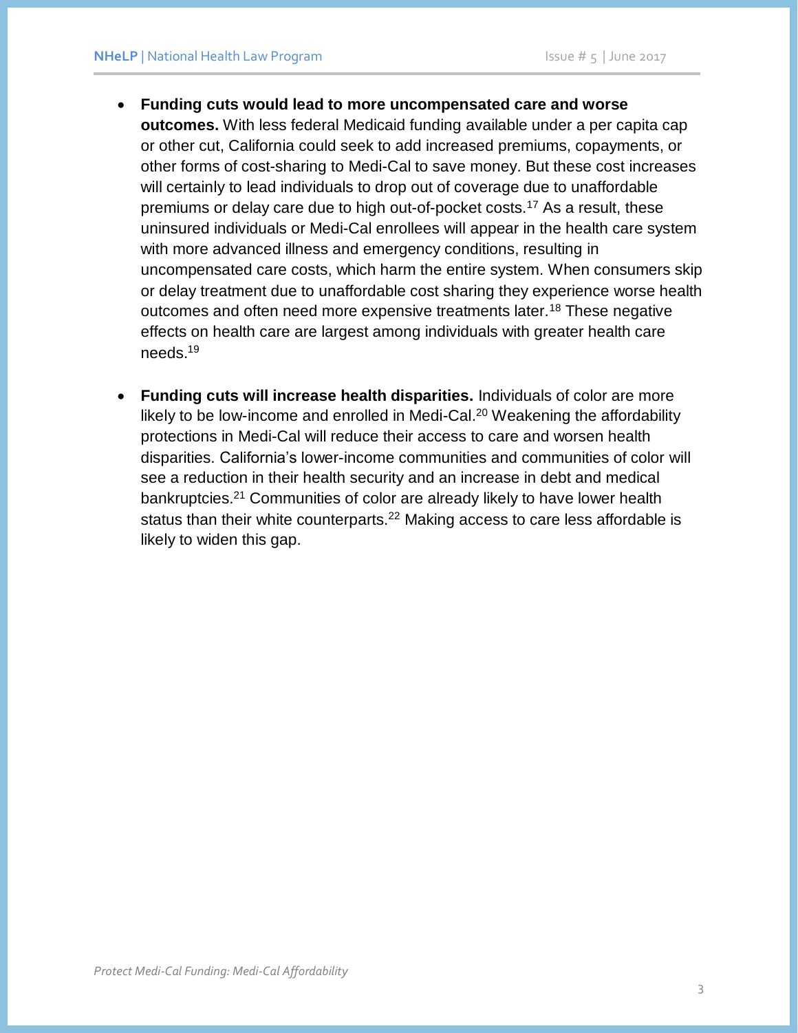- **Funding cuts would lead to more uncompensated care and worse outcomes.** With less federal Medicaid funding available under a per capita cap or other cut, California could seek to add increased premiums, copayments, or other forms of cost-sharing to Medi-Cal to save money. But these cost increases will certainly to lead individuals to drop out of coverage due to unaffordable premiums or delay care due to high out-of-pocket costs.[17] As a result, these uninsured individuals or Medi-Cal enrollees will appear in the health care system with more advanced illness and emergency conditions, resulting in uncompensated care costs, which harm the entire system. When consumers skip or delay treatment due to unaffordable cost sharing they experience worse health outcomes and often need more expensive treatments later.[18] These negative effects on health care are largest among individuals with greater health care needs.[19]

- **Funding cuts will increase health disparities.** Individuals of color are more likely to be low-income and enrolled in Medi-Cal.[20] Weakening the affordability protections in Medi-Cal will reduce their access to care and worsen health disparities. California's lower-income communities and communities of color will see a reduction in their health security and an increase in debt and medical bankruptcies.[21] Communities of color are already likely to have lower health status than their white counterparts.[22] Making access to care less affordable is likely to widen this gap.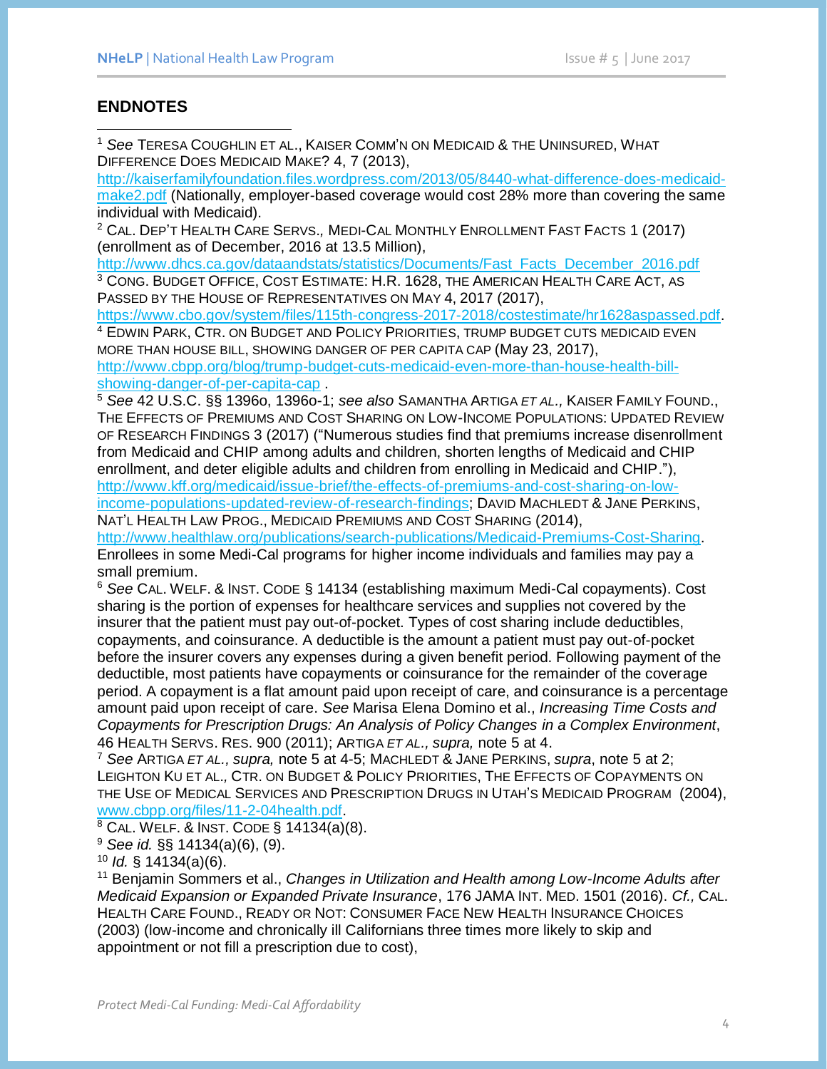## ENDNOTES

[1] *See* TERESA COUGHLIN ET AL., KAISER COMM'N ON MEDICAID & THE UNINSURED, WHAT DIFFERENCE DOES MEDICAID MAKE? 4, 7 (2013), http://kaiserfamilyfoundation.files.wordpress.com/2013/05/8440-what-difference-does-medicaid-make2.pdf (Nationally, employer-based coverage would cost 28% more than covering the same individual with Medicaid).

[2] CAL. DEP'T HEALTH CARE SERVS., MEDI-CAL MONTHLY ENROLLMENT FAST FACTS 1 (2017) (enrollment as of December, 2016 at 13.5 Million), http://www.dhcs.ca.gov/dataandstats/statistics/Documents/Fast_Facts_December_2016.pdf

[3] CONG. BUDGET OFFICE, COST ESTIMATE: H.R. 1628, THE AMERICAN HEALTH CARE ACT, AS PASSED BY THE HOUSE OF REPRESENTATIVES ON MAY 4, 2017 (2017), https://www.cbo.gov/system/files/115th-congress-2017-2018/costestimate/hr1628aspassed.pdf.

[4] EDWIN PARK, CTR. ON BUDGET AND POLICY PRIORITIES, TRUMP BUDGET CUTS MEDICAID EVEN MORE THAN HOUSE BILL, SHOWING DANGER OF PER CAPITA CAP (May 23, 2017), http://www.cbpp.org/blog/trump-budget-cuts-medicaid-even-more-than-house-health-bill-showing-danger-of-per-capita-cap .

[5] *See* 42 U.S.C. §§ 1396o, 1396o-1; *see also* SAMANTHA ARTIGA *ET AL.*, KAISER FAMILY FOUND., THE EFFECTS OF PREMIUMS AND COST SHARING ON LOW-INCOME POPULATIONS: UPDATED REVIEW OF RESEARCH FINDINGS 3 (2017) ("Numerous studies find that premiums increase disenrollment from Medicaid and CHIP among adults and children, shorten lengths of Medicaid and CHIP enrollment, and deter eligible adults and children from enrolling in Medicaid and CHIP."), http://www.kff.org/medicaid/issue-brief/the-effects-of-premiums-and-cost-sharing-on-low-income-populations-updated-review-of-research-findings; DAVID MACHLEDT & JANE PERKINS, NAT'L HEALTH LAW PROG., MEDICAID PREMIUMS AND COST SHARING (2014), http://www.healthlaw.org/publications/search-publications/Medicaid-Premiums-Cost-Sharing. Enrollees in some Medi-Cal programs for higher income individuals and families may pay a small premium.

[6] *See* CAL. WELF. & INST. CODE § 14134 (establishing maximum Medi-Cal copayments). Cost sharing is the portion of expenses for healthcare services and supplies not covered by the insurer that the patient must pay out-of-pocket. Types of cost sharing include deductibles, copayments, and coinsurance. A deductible is the amount a patient must pay out-of-pocket before the insurer covers any expenses during a given benefit period. Following payment of the deductible, most patients have copayments or coinsurance for the remainder of the coverage period. A copayment is a flat amount paid upon receipt of care, and coinsurance is a percentage amount paid upon receipt of care. *See* Marisa Elena Domino et al., *Increasing Time Costs and Copayments for Prescription Drugs: An Analysis of Policy Changes in a Complex Environment*, 46 HEALTH SERVS. RES. 900 (2011); ARTIGA *ET AL.*, *supra,* note 5 at 4.

[7] *See* ARTIGA *ET AL.*, *supra,* note 5 at 4-5; MACHLEDT & JANE PERKINS, *supra*, note 5 at 2; LEIGHTON KU ET AL., CTR. ON BUDGET & POLICY PRIORITIES, THE EFFECTS OF COPAYMENTS ON THE USE OF MEDICAL SERVICES AND PRESCRIPTION DRUGS IN UTAH'S MEDICAID PROGRAM (2004), www.cbpp.org/files/11-2-04health.pdf.

[8] CAL. WELF. & INST. CODE § 14134(a)(8).

[9] *See id.* §§ 14134(a)(6), (9).

[10] *Id.* § 14134(a)(6).

[11] Benjamin Sommers et al., *Changes in Utilization and Health among Low-Income Adults after Medicaid Expansion or Expanded Private Insurance*, 176 JAMA INT. MED. 1501 (2016). *Cf.,* CAL. HEALTH CARE FOUND., READY OR NOT: CONSUMER FACE NEW HEALTH INSURANCE CHOICES (2003) (low-income and chronically ill Californians three times more likely to skip and appointment or not fill a prescription due to cost),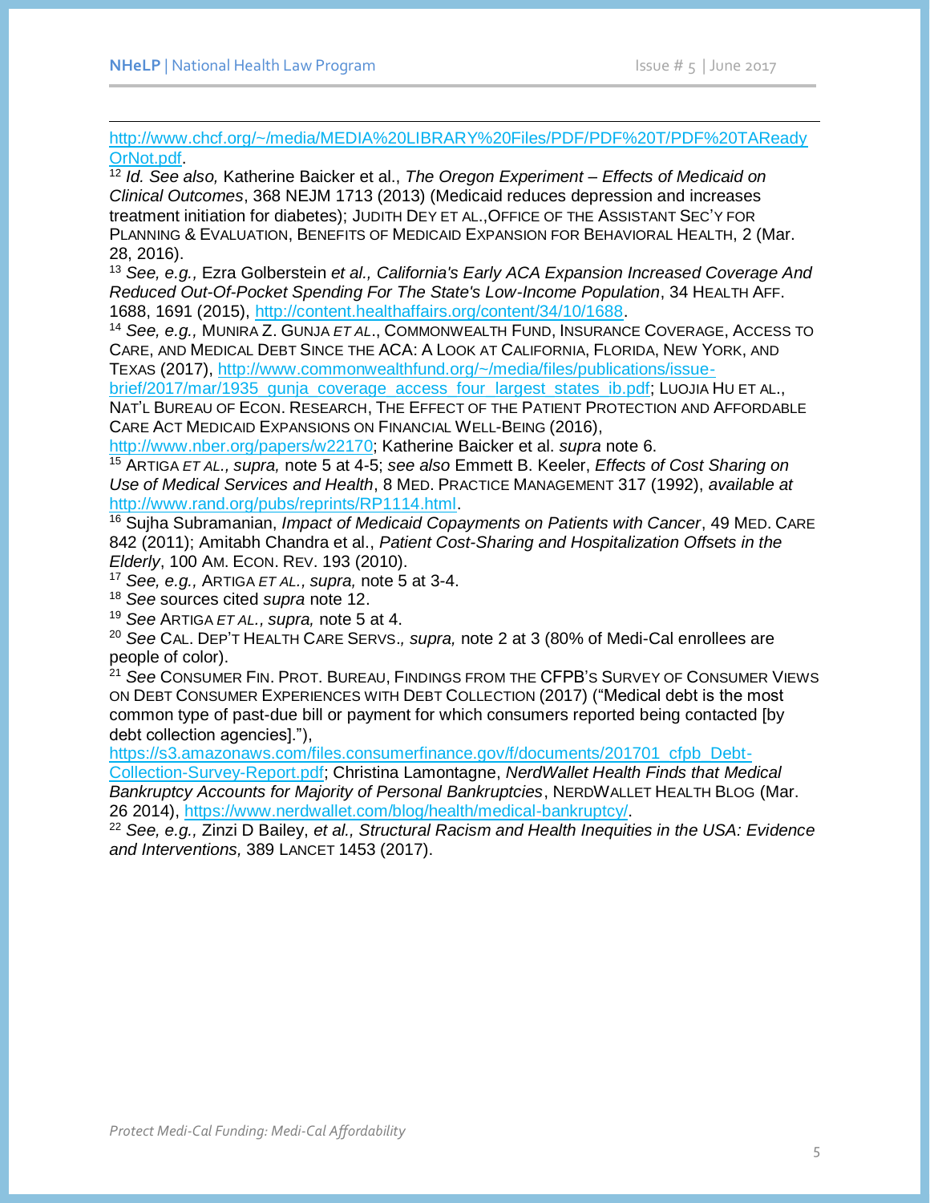http://www.chcf.org/~/media/MEDIA%20LIBRARY%20Files/PDF/PDF%20T/PDF%20TAReadyOrNot.pdf.

[12] *Id. See also,* Katherine Baicker et al., *The Oregon Experiment – Effects of Medicaid on Clinical Outcomes*, 368 NEJM 1713 (2013) (Medicaid reduces depression and increases treatment initiation for diabetes); JUDITH DEY ET AL.,OFFICE OF THE ASSISTANT SEC'Y FOR PLANNING & EVALUATION, BENEFITS OF MEDICAID EXPANSION FOR BEHAVIORAL HEALTH, 2 (Mar. 28, 2016).

[13] *See, e.g.,* Ezra Golberstein *et al., California's Early ACA Expansion Increased Coverage And Reduced Out-Of-Pocket Spending For The State's Low-Income Population*, 34 HEALTH AFF. 1688, 1691 (2015), http://content.healthaffairs.org/content/34/10/1688.

[14] *See, e.g.,* MUNIRA Z. GUNJA *ET AL*., COMMONWEALTH FUND, INSURANCE COVERAGE, ACCESS TO CARE, AND MEDICAL DEBT SINCE THE ACA: A LOOK AT CALIFORNIA, FLORIDA, NEW YORK, AND TEXAS (2017), http://www.commonwealthfund.org/~/media/files/publications/issue-brief/2017/mar/1935_gunja_coverage_access_four_largest_states_ib.pdf; LUOJIA HU ET AL., NAT'L BUREAU OF ECON. RESEARCH, THE EFFECT OF THE PATIENT PROTECTION AND AFFORDABLE CARE ACT MEDICAID EXPANSIONS ON FINANCIAL WELL-BEING (2016), http://www.nber.org/papers/w22170; Katherine Baicker et al. *supra* note 6.

[15] ARTIGA *ET AL., supra,* note 5 at 4-5; *see also* Emmett B. Keeler, *Effects of Cost Sharing on Use of Medical Services and Health*, 8 MED. PRACTICE MANAGEMENT 317 (1992), *available at* http://www.rand.org/pubs/reprints/RP1114.html.

[16] Sujha Subramanian, *Impact of Medicaid Copayments on Patients with Cancer*, 49 MED. CARE 842 (2011); Amitabh Chandra et al., *Patient Cost-Sharing and Hospitalization Offsets in the Elderly*, 100 AM. ECON. REV. 193 (2010).

[17] *See, e.g.,* ARTIGA *ET AL., supra,* note 5 at 3-4.

[18] *See* sources cited *supra* note 12.

[19] *See* ARTIGA *ET AL., supra,* note 5 at 4.

[20] *See* CAL. DEP'T HEALTH CARE SERVS*., supra,* note 2 at 3 (80% of Medi-Cal enrollees are people of color).

[21] *See* CONSUMER FIN. PROT. BUREAU, FINDINGS FROM THE CFPB'S SURVEY OF CONSUMER VIEWS ON DEBT CONSUMER EXPERIENCES WITH DEBT COLLECTION (2017) ("Medical debt is the most common type of past-due bill or payment for which consumers reported being contacted [by debt collection agencies]."), https://s3.amazonaws.com/files.consumerfinance.gov/f/documents/201701_cfpb_Debt-Collection-Survey-Report.pdf; Christina Lamontagne, *NerdWallet Health Finds that Medical Bankruptcy Accounts for Majority of Personal Bankruptcies*, NERDWALLET HEALTH BLOG (Mar. 26 2014), https://www.nerdwallet.com/blog/health/medical-bankruptcy/.

[22] *See, e.g.,* Zinzi D Bailey, *et al., Structural Racism and Health Inequities in the USA: Evidence and Interventions,* 389 LANCET 1453 (2017).